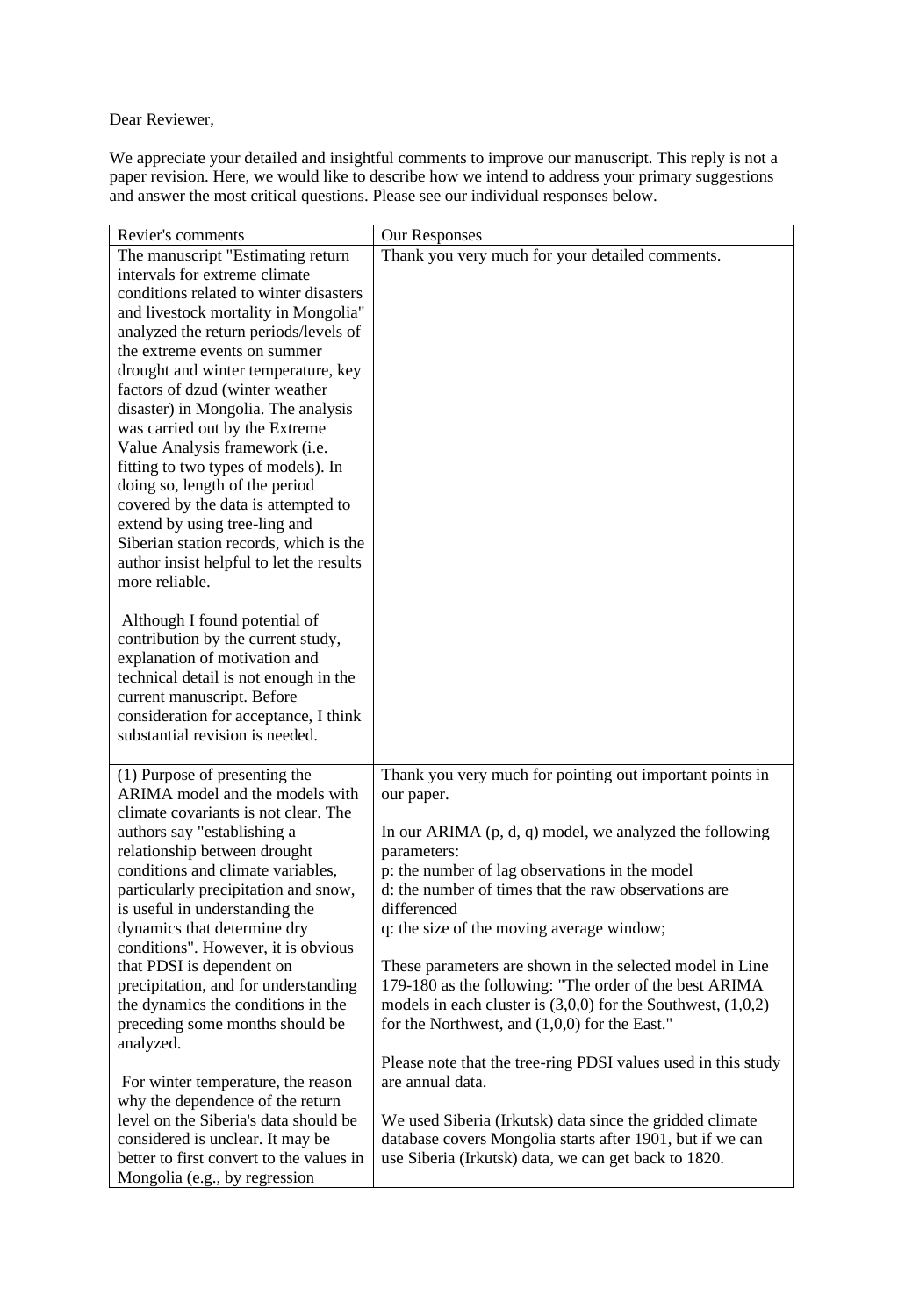Dear Reviewer,

We appreciate your detailed and insightful comments to improve our manuscript. This reply is not a paper revision. Here, we would like to describe how we intend to address your primary suggestions and answer the most critical questions. Please see our individual responses below.

| Revier's comments | Our Responses |
|---|---|
| The manuscript "Estimating return intervals for extreme climate conditions related to winter disasters and livestock mortality in Mongolia" analyzed the return periods/levels of the extreme events on summer drought and winter temperature, key factors of dzud (winter weather disaster) in Mongolia. The analysis was carried out by the Extreme Value Analysis framework (i.e. fitting to two types of models). In doing so, length of the period covered by the data is attempted to extend by using tree-ling and Siberian station records, which is the author insist helpful to let the results more reliable.<br><br>Although I found potential of contribution by the current study, explanation of motivation and technical detail is not enough in the current manuscript. Before consideration for acceptance, I think substantial revision is needed. | Thank you very much for your detailed comments. |
| (1) Purpose of presenting the ARIMA model and the models with climate covariants is not clear. The authors say "establishing a relationship between drought conditions and climate variables, particularly precipitation and snow, is useful in understanding the dynamics that determine dry conditions". However, it is obvious that PDSI is dependent on precipitation, and for understanding the dynamics the conditions in the preceding some months should be analyzed.<br><br>For winter temperature, the reason why the dependence of the return level on the Siberia's data should be considered is unclear. It may be better to first convert to the values in Mongolia (e.g., by regression | Thank you very much for pointing out important points in our paper.<br><br>In our ARIMA (p, d, q) model, we analyzed the following parameters:<br>p: the number of lag observations in the model<br>d: the number of times that the raw observations are differenced<br>q: the size of the moving average window;<br><br>These parameters are shown in the selected model in Line 179-180 as the following: "The order of the best ARIMA models in each cluster is (3,0,0) for the Southwest, (1,0,2) for the Northwest, and (1,0,0) for the East."<br><br>Please note that the tree-ring PDSI values used in this study are annual data.<br><br>We used Siberia (Irkutsk) data since the gridded climate database covers Mongolia starts after 1901, but if we can use Siberia (Irkutsk) data, we can get back to 1820. |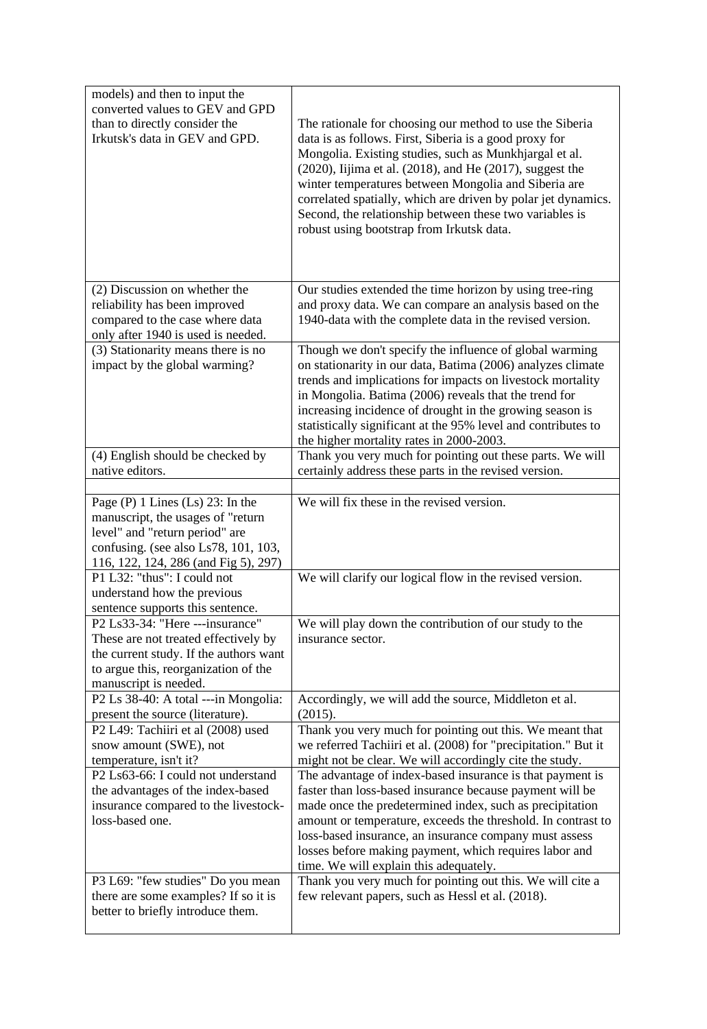| | |
|---|---|
| models) and then to input the converted values to GEV and GPD than to directly consider the Irkutsk's data in GEV and GPD. | The rationale for choosing our method to use the Siberia data is as follows. First, Siberia is a good proxy for Mongolia. Existing studies, such as Munkhjargal et al. (2020), Iijima et al. (2018), and He (2017), suggest the winter temperatures between Mongolia and Siberia are correlated spatially, which are driven by polar jet dynamics. Second, the relationship between these two variables is robust using bootstrap from Irkutsk data. |
| (2) Discussion on whether the reliability has been improved compared to the case where data only after 1940 is used is needed. | Our studies extended the time horizon by using tree-ring and proxy data. We can compare an analysis based on the 1940-data with the complete data in the revised version. |
| (3) Stationarity means there is no impact by the global warming? | Though we don't specify the influence of global warming on stationarity in our data, Batima (2006) analyzes climate trends and implications for impacts on livestock mortality in Mongolia. Batima (2006) reveals that the trend for increasing incidence of drought in the growing season is statistically significant at the 95% level and contributes to the higher mortality rates in 2000-2003. |
| (4) English should be checked by native editors. | Thank you very much for pointing out these parts. We will certainly address these parts in the revised version. |
| | |
| Page (P) 1 Lines (Ls) 23: In the manuscript, the usages of "return level" and "return period" are confusing. (see also Ls78, 101, 103, 116, 122, 124, 286 (and Fig 5), 297) | We will fix these in the revised version. |
| P1 L32: "thus": I could not understand how the previous sentence supports this sentence. | We will clarify our logical flow in the revised version. |
| P2 Ls33-34: "Here ---insurance" These are not treated effectively by the current study. If the authors want to argue this, reorganization of the manuscript is needed. | We will play down the contribution of our study to the insurance sector. |
| P2 Ls 38-40: A total ---in Mongolia: present the source (literature). | Accordingly, we will add the source, Middleton et al. (2015). |
| P2 L49: Tachiiri et al (2008) used snow amount (SWE), not temperature, isn't it? | Thank you very much for pointing out this. We meant that we referred Tachiiri et al. (2008) for "precipitation." But it might not be clear. We will accordingly cite the study. |
| P2 Ls63-66: I could not understand the advantages of the index-based insurance compared to the livestock-loss-based one. | The advantage of index-based insurance is that payment is faster than loss-based insurance because payment will be made once the predetermined index, such as precipitation amount or temperature, exceeds the threshold. In contrast to loss-based insurance, an insurance company must assess losses before making payment, which requires labor and time. We will explain this adequately. |
| P3 L69: "few studies" Do you mean there are some examples? If so it is better to briefly introduce them. | Thank you very much for pointing out this. We will cite a few relevant papers, such as Hessl et al. (2018). |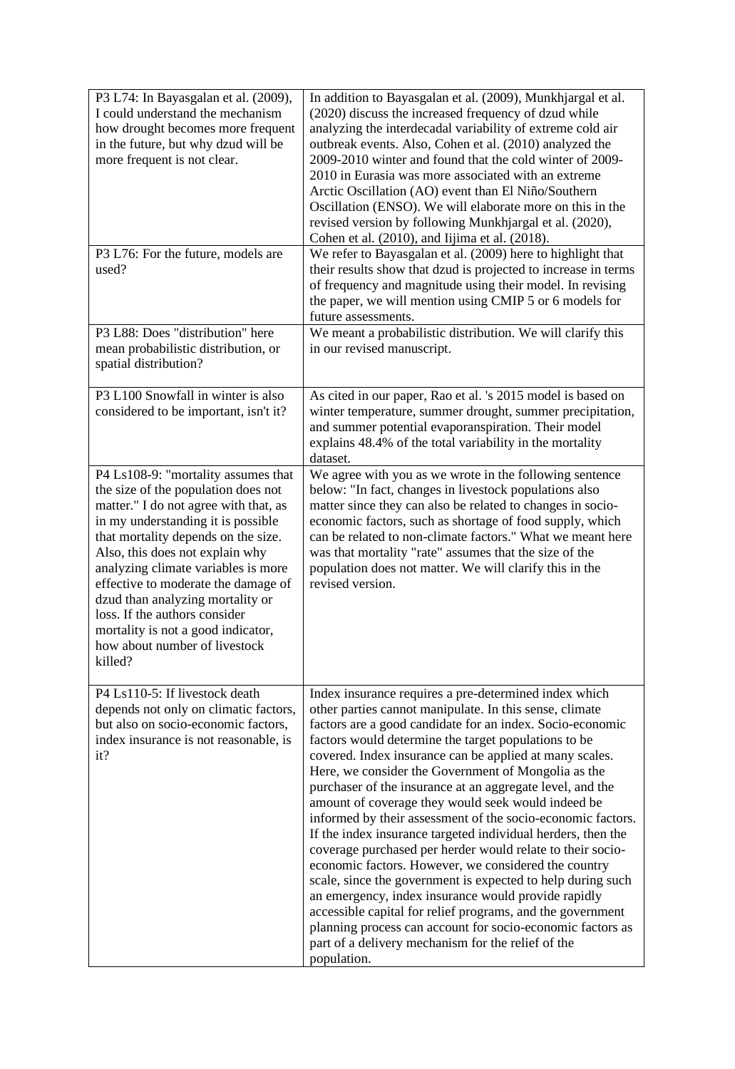| | |
|---|---|
| P3 L74: In Bayasgalan et al. (2009), I could understand the mechanism how drought becomes more frequent in the future, but why dzud will be more frequent is not clear. | In addition to Bayasgalan et al. (2009), Munkhjargal et al. (2020) discuss the increased frequency of dzud while analyzing the interdecadal variability of extreme cold air outbreak events. Also, Cohen et al. (2010) analyzed the 2009-2010 winter and found that the cold winter of 2009-2010 in Eurasia was more associated with an extreme Arctic Oscillation (AO) event than El Niño/Southern Oscillation (ENSO). We will elaborate more on this in the revised version by following Munkhjargal et al. (2020), Cohen et al. (2010), and Iijima et al. (2018). |
| P3 L76: For the future, models are used? | We refer to Bayasgalan et al. (2009) here to highlight that their results show that dzud is projected to increase in terms of frequency and magnitude using their model. In revising the paper, we will mention using CMIP 5 or 6 models for future assessments. |
| P3 L88: Does "distribution" here mean probabilistic distribution, or spatial distribution? | We meant a probabilistic distribution. We will clarify this in our revised manuscript. |
| P3 L100 Snowfall in winter is also considered to be important, isn't it? | As cited in our paper, Rao et al. 's 2015 model is based on winter temperature, summer drought, summer precipitation, and summer potential evaporanspiration. Their model explains 48.4% of the total variability in the mortality dataset. |
| P4 Ls108-9: "mortality assumes that the size of the population does not matter." I do not agree with that, as in my understanding it is possible that mortality depends on the size. Also, this does not explain why analyzing climate variables is more effective to moderate the damage of dzud than analyzing mortality or loss. If the authors consider mortality is not a good indicator, how about number of livestock killed? | We agree with you as we wrote in the following sentence below: "In fact, changes in livestock populations also matter since they can also be related to changes in socio-economic factors, such as shortage of food supply, which can be related to non-climate factors." What we meant here was that mortality "rate" assumes that the size of the population does not matter. We will clarify this in the revised version. |
| P4 Ls110-5: If livestock death depends not only on climatic factors, but also on socio-economic factors, index insurance is not reasonable, is it? | Index insurance requires a pre-determined index which other parties cannot manipulate. In this sense, climate factors are a good candidate for an index. Socio-economic factors would determine the target populations to be covered. Index insurance can be applied at many scales. Here, we consider the Government of Mongolia as the purchaser of the insurance at an aggregate level, and the amount of coverage they would seek would indeed be informed by their assessment of the socio-economic factors. If the index insurance targeted individual herders, then the coverage purchased per herder would relate to their socio-economic factors. However, we considered the country scale, since the government is expected to help during such an emergency, index insurance would provide rapidly accessible capital for relief programs, and the government planning process can account for socio-economic factors as part of a delivery mechanism for the relief of the population. |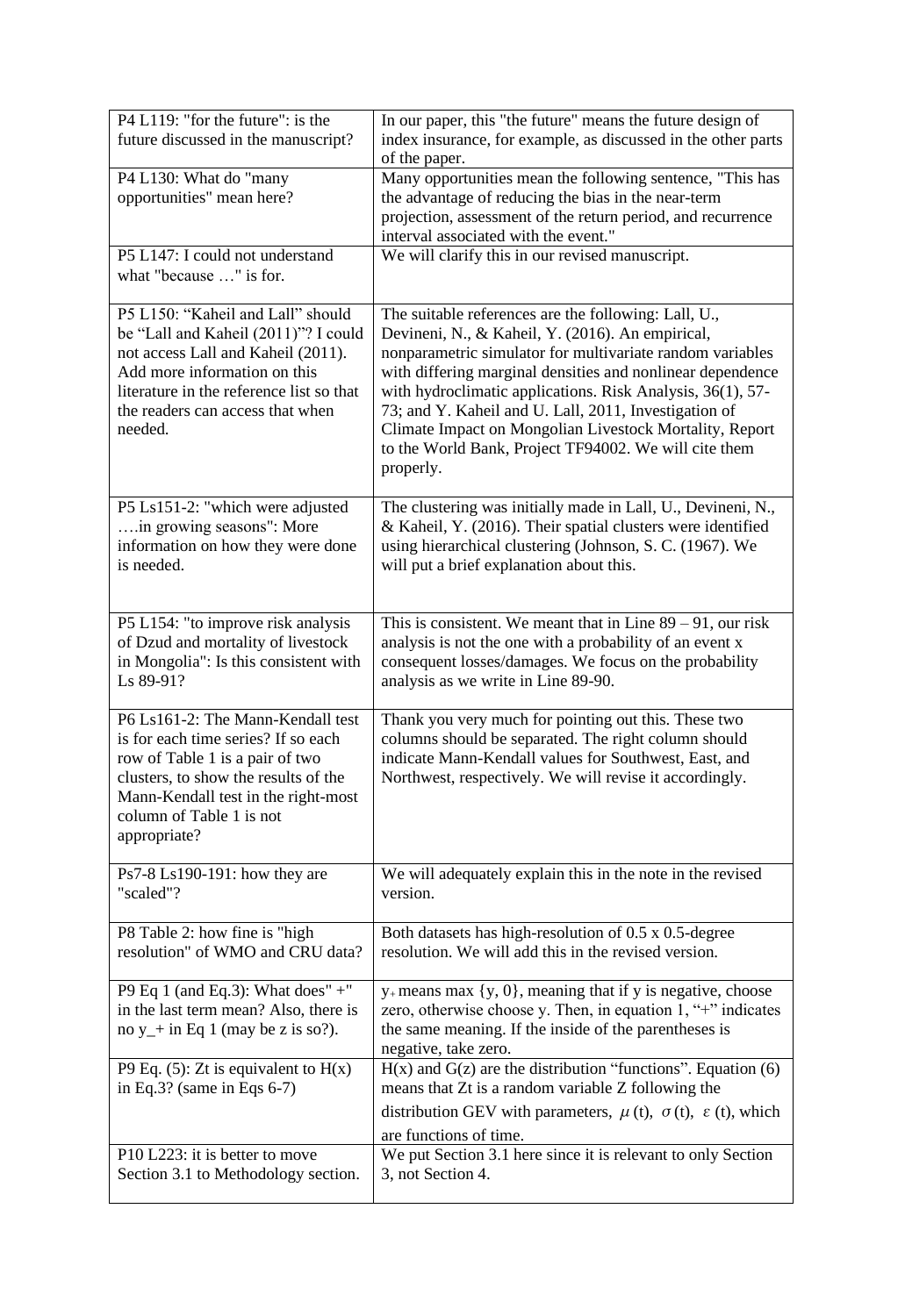| | |
|---|---|
| P4 L119: "for the future": is the future discussed in the manuscript? | In our paper, this "the future" means the future design of index insurance, for example, as discussed in the other parts of the paper. |
| P4 L130: What do "many opportunities" mean here? | Many opportunities mean the following sentence, "This has the advantage of reducing the bias in the near-term projection, assessment of the return period, and recurrence interval associated with the event." |
| P5 L147: I could not understand what "because …" is for. | We will clarify this in our revised manuscript. |
| P5 L150: "Kaheil and Lall" should be "Lall and Kaheil (2011)"? I could not access Lall and Kaheil (2011). Add more information on this literature in the reference list so that the readers can access that when needed. | The suitable references are the following: Lall, U., Devineni, N., & Kaheil, Y. (2016). An empirical, nonparametric simulator for multivariate random variables with differing marginal densities and nonlinear dependence with hydroclimatic applications. Risk Analysis, 36(1), 57-73; and Y. Kaheil and U. Lall, 2011, Investigation of Climate Impact on Mongolian Livestock Mortality, Report to the World Bank, Project TF94002. We will cite them properly. |
| P5 Ls151-2: "which were adjusted ….in growing seasons": More information on how they were done is needed. | The clustering was initially made in Lall, U., Devineni, N., & Kaheil, Y. (2016). Their spatial clusters were identified using hierarchical clustering (Johnson, S. C. (1967). We will put a brief explanation about this. |
| P5 L154: "to improve risk analysis of Dzud and mortality of livestock in Mongolia": Is this consistent with Ls 89-91? | This is consistent. We meant that in Line 89 – 91, our risk analysis is not the one with a probability of an event x consequent losses/damages. We focus on the probability analysis as we write in Line 89-90. |
| P6 Ls161-2: The Mann-Kendall test is for each time series? If so each row of Table 1 is a pair of two clusters, to show the results of the Mann-Kendall test in the right-most column of Table 1 is not appropriate? | Thank you very much for pointing out this. These two columns should be separated. The right column should indicate Mann-Kendall values for Southwest, East, and Northwest, respectively. We will revise it accordingly. |
| Ps7-8 Ls190-191: how they are "scaled"? | We will adequately explain this in the note in the revised version. |
| P8 Table 2: how fine is "high resolution" of WMO and CRU data? | Both datasets has high-resolution of 0.5 x 0.5-degree resolution. We will add this in the revised version. |
| P9 Eq 1 (and Eq.3): What does" +" in the last term mean? Also, there is no y_+ in Eq 1 (may be z is so?). | $y_+$ means max {y, 0}, meaning that if y is negative, choose zero, otherwise choose y. Then, in equation 1, "+" indicates the same meaning. If the inside of the parentheses is negative, take zero. |
| P9 Eq. (5): Zt is equivalent to H(x) in Eq.3? (same in Eqs 6-7) | H(x) and G(z) are the distribution "functions". Equation (6) means that Zt is a random variable Z following the distribution GEV with parameters, $\mu$ (t), $\sigma$ (t), $\varepsilon$ (t), which are functions of time. |
| P10 L223: it is better to move Section 3.1 to Methodology section. | We put Section 3.1 here since it is relevant to only Section 3, not Section 4. |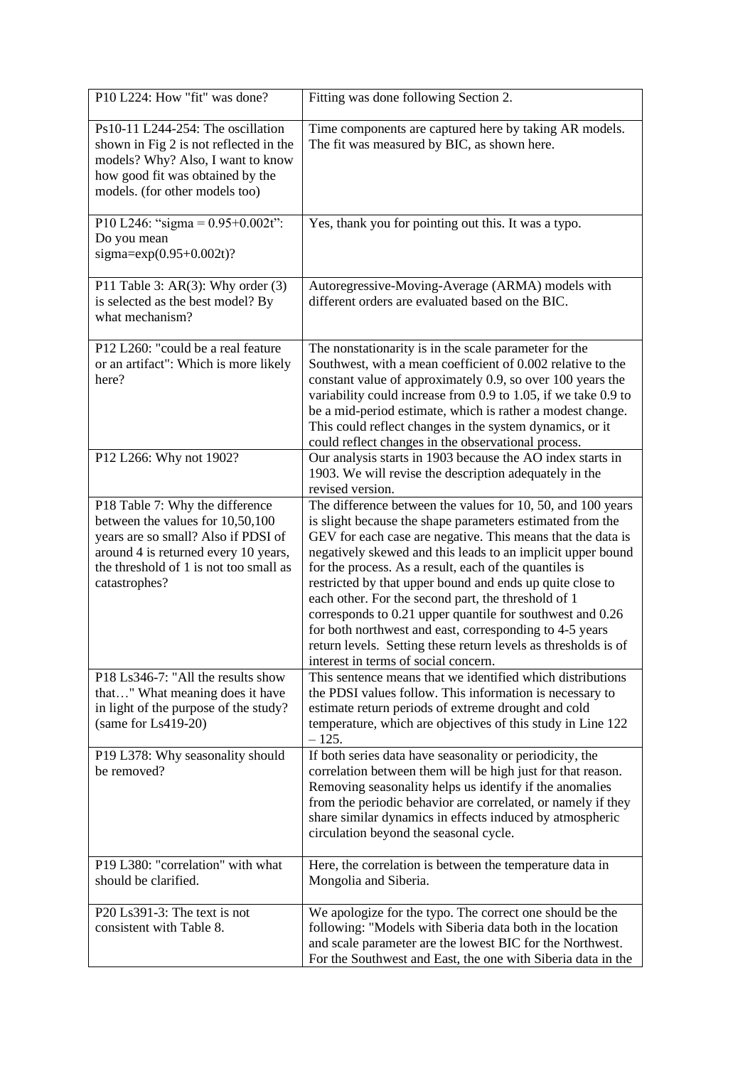| | |
|---|---|
| P10 L224: How "fit" was done? | Fitting was done following Section 2. |
| Ps10-11 L244-254: The oscillation shown in Fig 2 is not reflected in the models? Why? Also, I want to know how good fit was obtained by the models. (for other models too) | Time components are captured here by taking AR models. The fit was measured by BIC, as shown here. |
| P10 L246: "sigma = 0.95+0.002t": Do you mean sigma=exp(0.95+0.002t)? | Yes, thank you for pointing out this. It was a typo. |
| P11 Table 3: AR(3): Why order (3) is selected as the best model? By what mechanism? | Autoregressive-Moving-Average (ARMA) models with different orders are evaluated based on the BIC. |
| P12 L260: "could be a real feature or an artifact": Which is more likely here? | The nonstationarity is in the scale parameter for the Southwest, with a mean coefficient of 0.002 relative to the constant value of approximately 0.9, so over 100 years the variability could increase from 0.9 to 1.05, if we take 0.9 to be a mid-period estimate, which is rather a modest change. This could reflect changes in the system dynamics, or it could reflect changes in the observational process. |
| P12 L266: Why not 1902? | Our analysis starts in 1903 because the AO index starts in 1903. We will revise the description adequately in the revised version. |
| P18 Table 7: Why the difference between the values for 10,50,100 years are so small? Also if PDSI of around 4 is returned every 10 years, the threshold of 1 is not too small as catastrophes? | The difference between the values for 10, 50, and 100 years is slight because the shape parameters estimated from the GEV for each case are negative. This means that the data is negatively skewed and this leads to an implicit upper bound for the process. As a result, each of the quantiles is restricted by that upper bound and ends up quite close to each other. For the second part, the threshold of 1 corresponds to 0.21 upper quantile for southwest and 0.26 for both northwest and east, corresponding to 4-5 years return levels. Setting these return levels as thresholds is of interest in terms of social concern. |
| P18 Ls346-7: "All the results show that…" What meaning does it have in light of the purpose of the study? (same for Ls419-20) | This sentence means that we identified which distributions the PDSI values follow. This information is necessary to estimate return periods of extreme drought and cold temperature, which are objectives of this study in Line 122 – 125. |
| P19 L378: Why seasonality should be removed? | If both series data have seasonality or periodicity, the correlation between them will be high just for that reason. Removing seasonality helps us identify if the anomalies from the periodic behavior are correlated, or namely if they share similar dynamics in effects induced by atmospheric circulation beyond the seasonal cycle. |
| P19 L380: "correlation" with what should be clarified. | Here, the correlation is between the temperature data in Mongolia and Siberia. |
| P20 Ls391-3: The text is not consistent with Table 8. | We apologize for the typo. The correct one should be the following: "Models with Siberia data both in the location and scale parameter are the lowest BIC for the Northwest. For the Southwest and East, the one with Siberia data in the |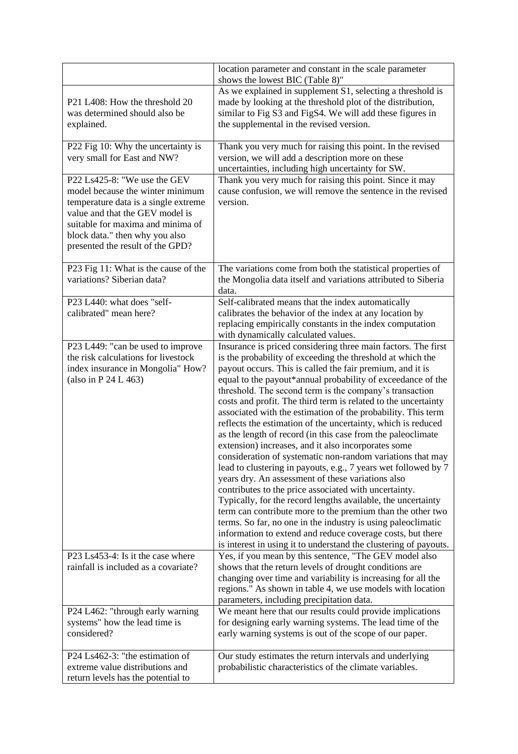| | |
|---|---|
| | location parameter and constant in the scale parameter shows the lowest BIC (Table 8)" |
| P21 L408: How the threshold 20 was determined should also be explained. | As we explained in supplement S1, selecting a threshold is made by looking at the threshold plot of the distribution, similar to Fig S3 and FigS4. We will add these figures in the supplemental in the revised version. |
| P22 Fig 10: Why the uncertainty is very small for East and NW? | Thank you very much for raising this point. In the revised version, we will add a description more on these uncertainties, including high uncertainty for SW. |
| P22 Ls425-8: "We use the GEV model because the winter minimum temperature data is a single extreme value and that the GEV model is suitable for maxima and minima of block data." then why you also presented the result of the GPD? | Thank you very much for raising this point. Since it may cause confusion, we will remove the sentence in the revised version. |
| P23 Fig 11: What is the cause of the variations? Siberian data? | The variations come from both the statistical properties of the Mongolia data itself and variations attributed to Siberia data. |
| P23 L440: what does "self-calibrated" mean here? | Self-calibrated means that the index automatically calibrates the behavior of the index at any location by replacing empirically constants in the index computation with dynamically calculated values. |
| P23 L449: "can be used to improve the risk calculations for livestock index insurance in Mongolia" How? (also in P 24 L 463) | Insurance is priced considering three main factors. The first is the probability of exceeding the threshold at which the payout occurs. This is called the fair premium, and it is equal to the payout*annual probability of exceedance of the threshold. The second term is the company's transaction costs and profit. The third term is related to the uncertainty associated with the estimation of the probability. This term reflects the estimation of the uncertainty, which is reduced as the length of record (in this case from the paleoclimate extension) increases, and it also incorporates some consideration of systematic non-random variations that may lead to clustering in payouts, e.g., 7 years wet followed by 7 years dry. An assessment of these variations also contributes to the price associated with uncertainty. Typically, for the record lengths available, the uncertainty term can contribute more to the premium than the other two terms. So far, no one in the industry is using paleoclimatic information to extend and reduce coverage costs, but there is interest in using it to understand the clustering of payouts. |
| P23 Ls453-4: Is it the case where rainfall is included as a covariate? | Yes, if you mean by this sentence, "The GEV model also shows that the return levels of drought conditions are changing over time and variability is increasing for all the regions." As shown in table 4, we use models with location parameters, including precipitation data. |
| P24 L462: "through early warning systems" how the lead time is considered? | We meant here that our results could provide implications for designing early warning systems. The lead time of the early warning systems is out of the scope of our paper. |
| P24 Ls462-3: "the estimation of extreme value distributions and return levels has the potential to | Our study estimates the return intervals and underlying probabilistic characteristics of the climate variables. |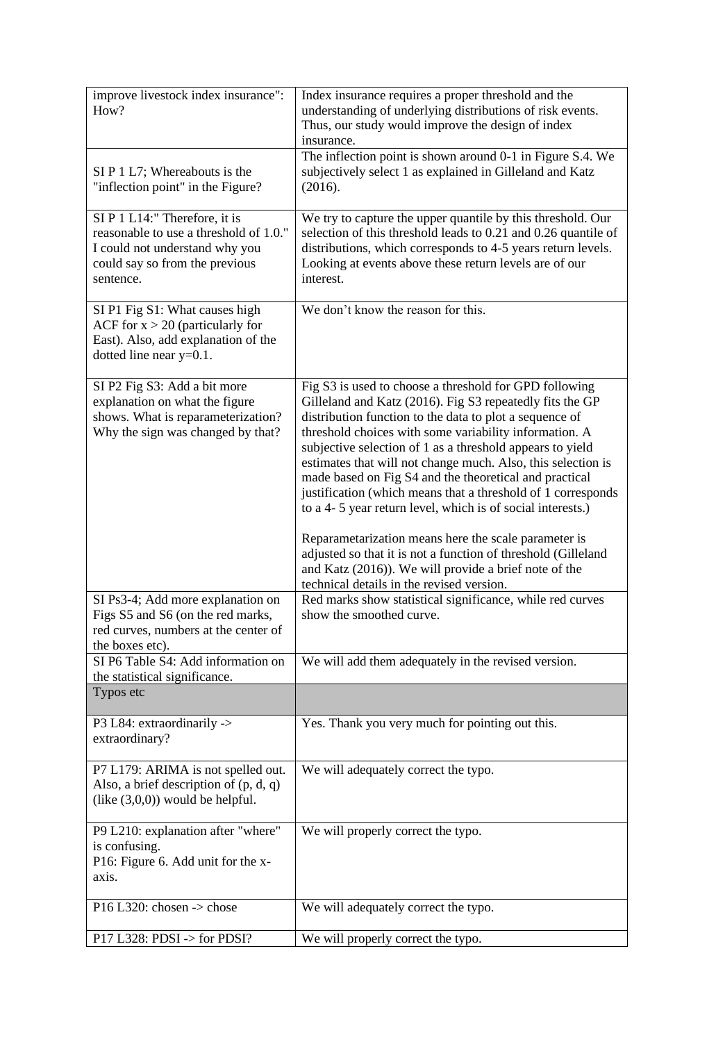| | |
|---|---|
| improve livestock index insurance": How? | Index insurance requires a proper threshold and the understanding of underlying distributions of risk events. Thus, our study would improve the design of index insurance. |
| SI P 1 L7; Whereabouts is the "inflection point" in the Figure? | The inflection point is shown around 0-1 in Figure S.4. We subjectively select 1 as explained in Gilleland and Katz (2016). |
| SI P 1 L14:" Therefore, it is reasonable to use a threshold of 1.0." I could not understand why you could say so from the previous sentence. | We try to capture the upper quantile by this threshold. Our selection of this threshold leads to 0.21 and 0.26 quantile of distributions, which corresponds to 4-5 years return levels. Looking at events above these return levels are of our interest. |
| SI P1 Fig S1: What causes high ACF for x > 20 (particularly for East). Also, add explanation of the dotted line near y=0.1. | We don't know the reason for this. |
| SI P2 Fig S3: Add a bit more explanation on what the figure shows. What is reparameterization? Why the sign was changed by that? | Fig S3 is used to choose a threshold for GPD following Gilleland and Katz (2016). Fig S3 repeatedly fits the GP distribution function to the data to plot a sequence of threshold choices with some variability information. A subjective selection of 1 as a threshold appears to yield estimates that will not change much. Also, this selection is made based on Fig S4 and the theoretical and practical justification (which means that a threshold of 1 corresponds to a 4- 5 year return level, which is of social interests.)<br><br>Reparametarization means here the scale parameter is adjusted so that it is not a function of threshold (Gilleland and Katz (2016)). We will provide a brief note of the technical details in the revised version. |
| SI Ps3-4; Add more explanation on Figs S5 and S6 (on the red marks, red curves, numbers at the center of the boxes etc). | Red marks show statistical significance, while red curves show the smoothed curve. |
| SI P6 Table S4: Add information on the statistical significance. | We will add them adequately in the revised version. |
| Typos etc | |
| P3 L84: extraordinarily -> extraordinary? | Yes. Thank you very much for pointing out this. |
| P7 L179: ARIMA is not spelled out. Also, a brief description of (p, d, q) (like (3,0,0)) would be helpful. | We will adequately correct the typo. |
| P9 L210: explanation after "where" is confusing.<br>P16: Figure 6. Add unit for the x-axis. | We will properly correct the typo. |
| P16 L320: chosen -> chose | We will adequately correct the typo. |
| P17 L328: PDSI -> for PDSI? | We will properly correct the typo. |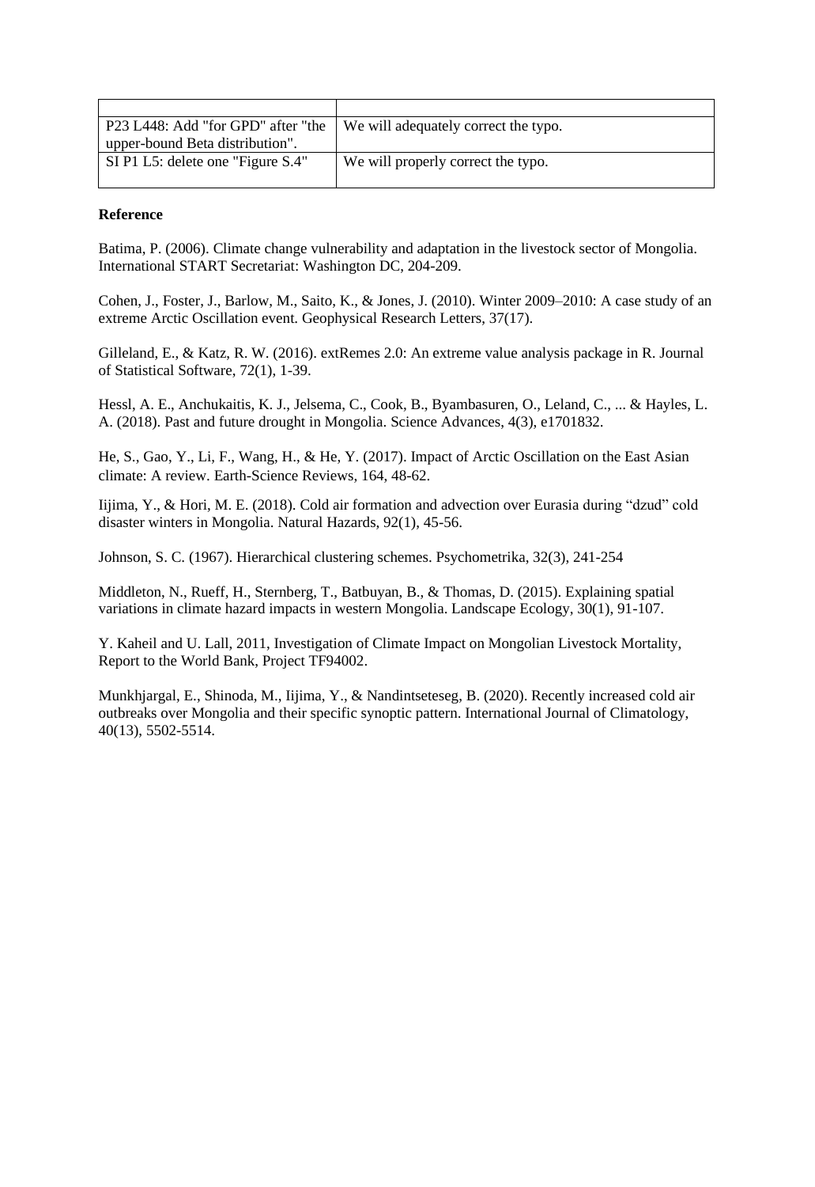| | |
|---|---|
| P23 L448: Add "for GPD" after "the upper-bound Beta distribution". | We will adequately correct the typo. |
| SI P1 L5: delete one "Figure S.4" | We will properly correct the typo. |

**Reference**

Batima, P. (2006). Climate change vulnerability and adaptation in the livestock sector of Mongolia. International START Secretariat: Washington DC, 204-209.

Cohen, J., Foster, J., Barlow, M., Saito, K., & Jones, J. (2010). Winter 2009–2010: A case study of an extreme Arctic Oscillation event. Geophysical Research Letters, 37(17).

Gilleland, E., & Katz, R. W. (2016). extRemes 2.0: An extreme value analysis package in R. Journal of Statistical Software, 72(1), 1-39.

Hessl, A. E., Anchukaitis, K. J., Jelsema, C., Cook, B., Byambasuren, O., Leland, C., ... & Hayles, L. A. (2018). Past and future drought in Mongolia. Science Advances, 4(3), e1701832.

He, S., Gao, Y., Li, F., Wang, H., & He, Y. (2017). Impact of Arctic Oscillation on the East Asian climate: A review. Earth-Science Reviews, 164, 48-62.

Iijima, Y., & Hori, M. E. (2018). Cold air formation and advection over Eurasia during "dzud" cold disaster winters in Mongolia. Natural Hazards, 92(1), 45-56.

Johnson, S. C. (1967). Hierarchical clustering schemes. Psychometrika, 32(3), 241-254

Middleton, N., Rueff, H., Sternberg, T., Batbuyan, B., & Thomas, D. (2015). Explaining spatial variations in climate hazard impacts in western Mongolia. Landscape Ecology, 30(1), 91-107.

Y. Kaheil and U. Lall, 2011, Investigation of Climate Impact on Mongolian Livestock Mortality, Report to the World Bank, Project TF94002.

Munkhjargal, E., Shinoda, M., Iijima, Y., & Nandintseteseg, B. (2020). Recently increased cold air outbreaks over Mongolia and their specific synoptic pattern. International Journal of Climatology, 40(13), 5502-5514.